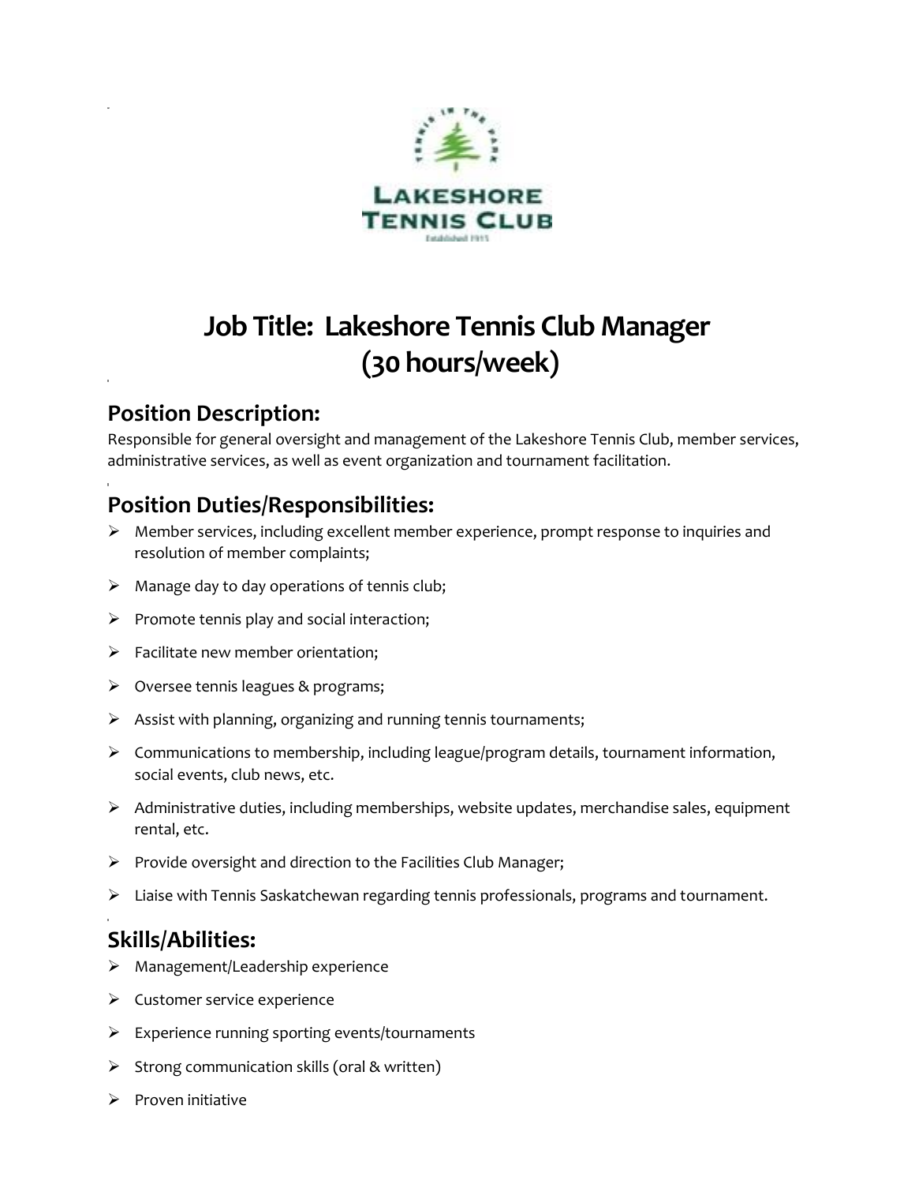# Job Title: Lakeshore Tennis Club Manager (30 hours/week)

## Position Description:

Responsible for general oversight and management of the Lakeshore Tennis Club, member services, administrative services, as well as event organization and tournament facilitation.

## Position Duties/Responsibilities:

- Member services, including excellent member experience, prompt response to inquiries and resolution of member complaints;
- Manage day to day operations of tennis club;
- Promote tennis play and social interaction;
- Facilitate new member orientation;
- Oversee tennis leagues & programs;
- Assist with planning, organizing and running tennis tournaments;
- Communications to membership, including league/program details, tournament information, social events, club news, etc.
- Administrative duties, including memberships, website updates, merchandise sales, equipment rental, etc.
- Provide oversight and direction to the Facilities Club Manager;
- Liaise with Tennis Saskatchewan regarding tennis professionals, programs and tournament.

## Skills/Abilities:

- Management/Leadership experience
- Customer service experience
- Experience running sporting events/tournaments
- Strong communication skills (oral & written)
- Proven initiative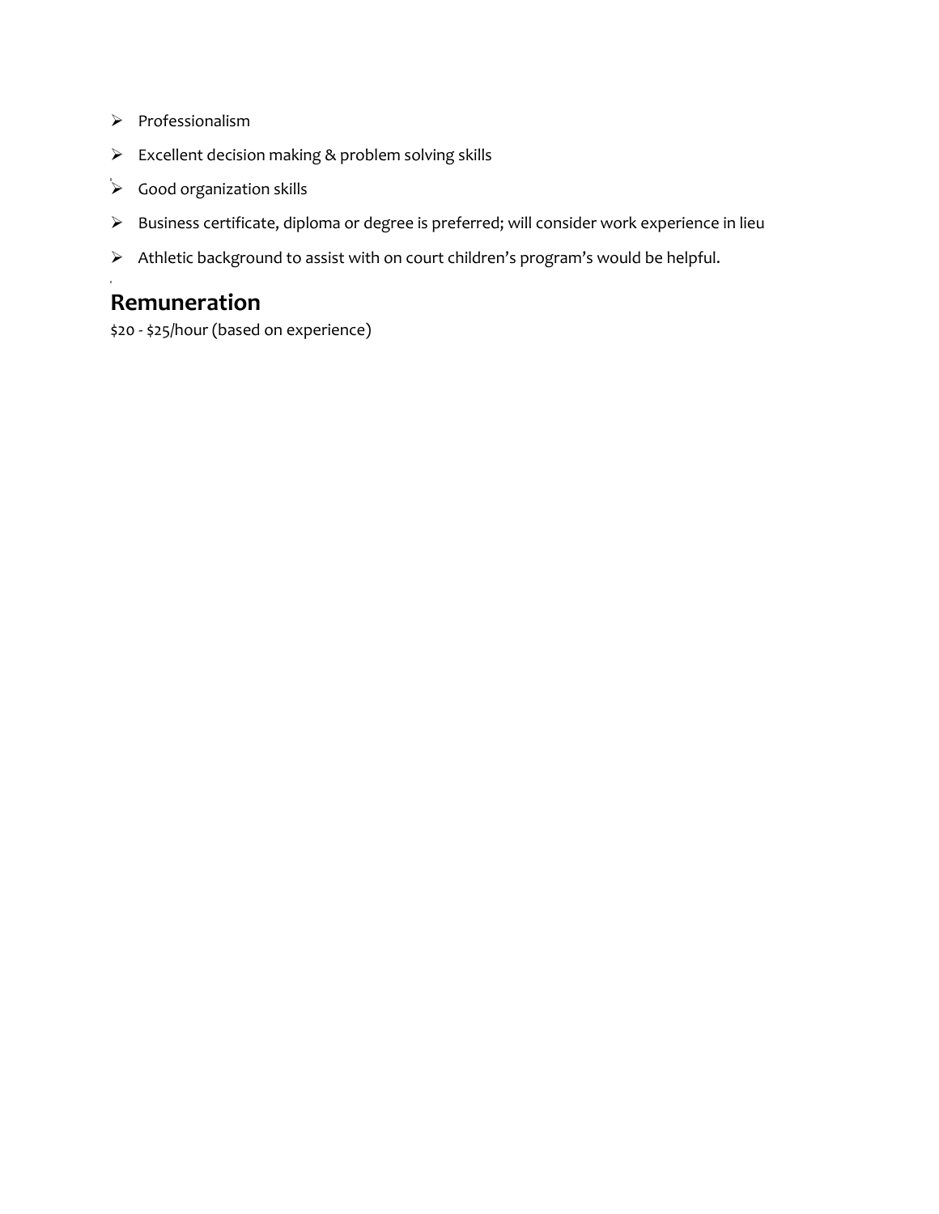- Professionalism
- Excellent decision making & problem solving skills
- Good organization skills
- Business certificate, diploma or degree is preferred; will consider work experience in lieu
- Athletic background to assist with on court children's program's would be helpful.

## Remuneration

$20 - $25/hour (based on experience)